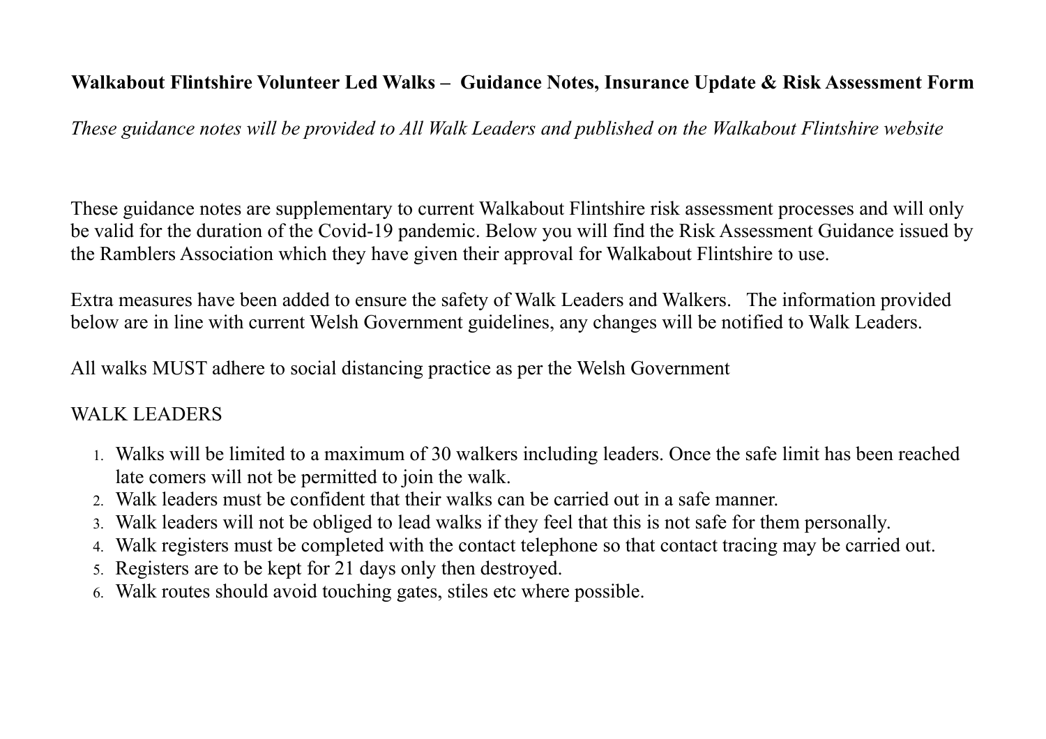**Walkabout Flintshire Volunteer Led Walks – Guidance Notes, Insurance Update & Risk Assessment Form**

*These guidance notes will be provided to All Walk Leaders and published on the Walkabout Flintshire website*

These guidance notes are supplementary to current Walkabout Flintshire risk assessment processes and will only be valid for the duration of the Covid-19 pandemic. Below you will find the Risk Assessment Guidance issued by the Ramblers Association which they have given their approval for Walkabout Flintshire to use.

Extra measures have been added to ensure the safety of Walk Leaders and Walkers. The information provided below are in line with current Welsh Government guidelines, any changes will be notified to Walk Leaders.

All walks MUST adhere to social distancing practice as per the Welsh Government

WALK LEADERS

1. Walks will be limited to a maximum of 30 walkers including leaders. Once the safe limit has been reached late comers will not be permitted to join the walk.
2. Walk leaders must be confident that their walks can be carried out in a safe manner.
3. Walk leaders will not be obliged to lead walks if they feel that this is not safe for them personally.
4. Walk registers must be completed with the contact telephone so that contact tracing may be carried out.
5. Registers are to be kept for 21 days only then destroyed.
6. Walk routes should avoid touching gates, stiles etc where possible.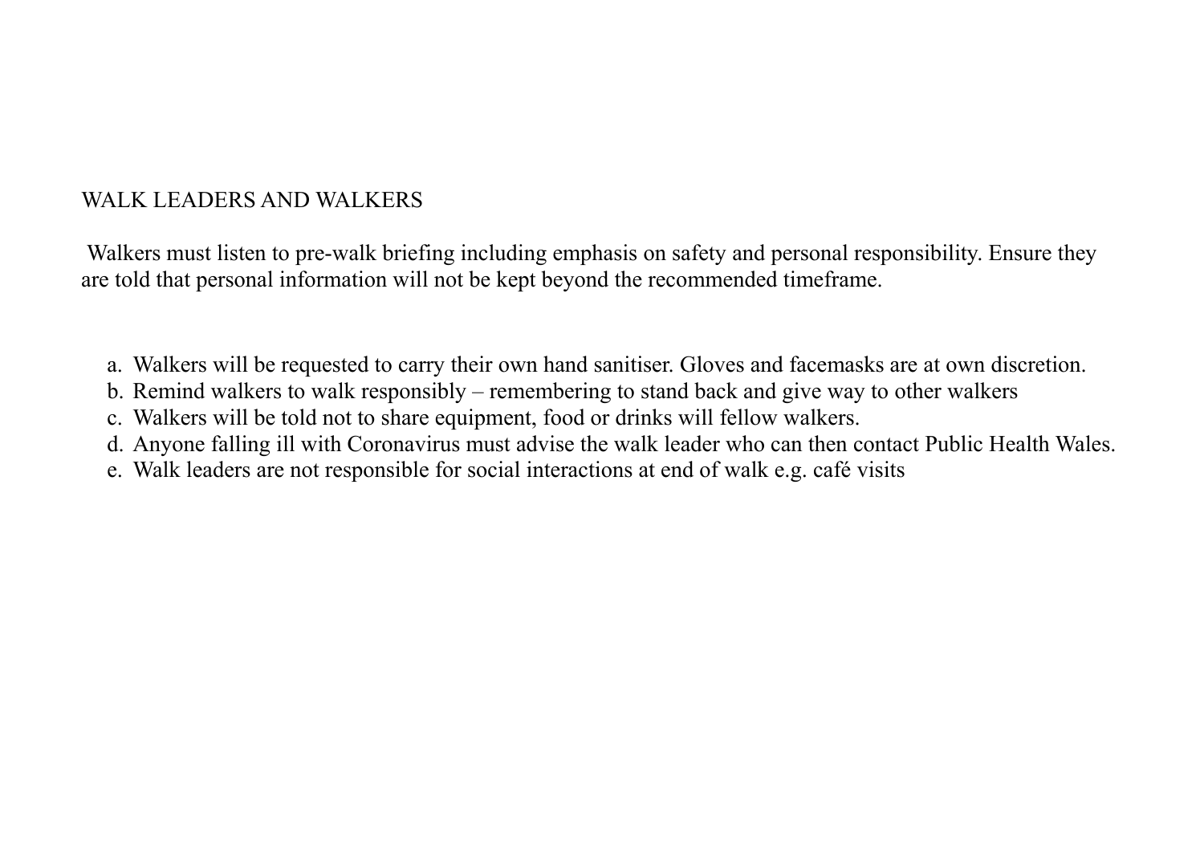## WALK LEADERS AND WALKERS

Walkers must listen to pre-walk briefing including emphasis on safety and personal responsibility. Ensure they are told that personal information will not be kept beyond the recommended timeframe.

a. Walkers will be requested to carry their own hand sanitiser. Gloves and facemasks are at own discretion.
b. Remind walkers to walk responsibly – remembering to stand back and give way to other walkers
c. Walkers will be told not to share equipment, food or drinks will fellow walkers.
d. Anyone falling ill with Coronavirus must advise the walk leader who can then contact Public Health Wales.
e. Walk leaders are not responsible for social interactions at end of walk e.g. café visits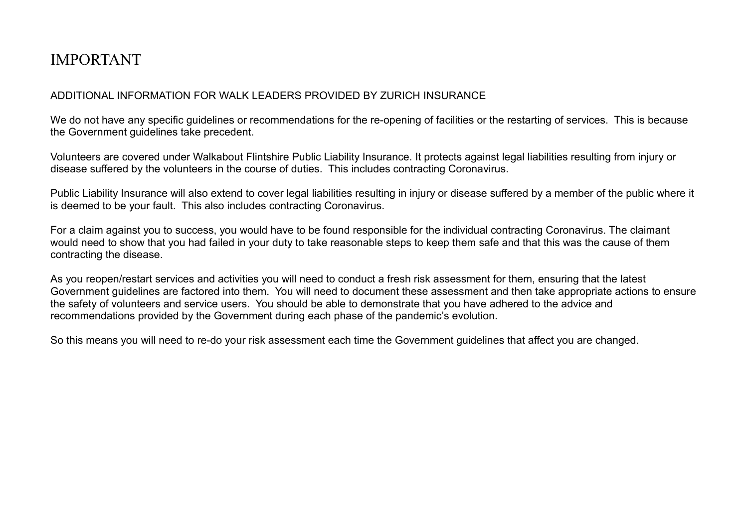# IMPORTANT

ADDITIONAL INFORMATION FOR WALK LEADERS PROVIDED BY ZURICH INSURANCE

We do not have any specific guidelines or recommendations for the re-opening of facilities or the restarting of services. This is because the Government guidelines take precedent.

Volunteers are covered under Walkabout Flintshire Public Liability Insurance. It protects against legal liabilities resulting from injury or disease suffered by the volunteers in the course of duties. This includes contracting Coronavirus.

Public Liability Insurance will also extend to cover legal liabilities resulting in injury or disease suffered by a member of the public where it is deemed to be your fault. This also includes contracting Coronavirus.

For a claim against you to success, you would have to be found responsible for the individual contracting Coronavirus. The claimant would need to show that you had failed in your duty to take reasonable steps to keep them safe and that this was the cause of them contracting the disease.

As you reopen/restart services and activities you will need to conduct a fresh risk assessment for them, ensuring that the latest Government guidelines are factored into them. You will need to document these assessment and then take appropriate actions to ensure the safety of volunteers and service users. You should be able to demonstrate that you have adhered to the advice and recommendations provided by the Government during each phase of the pandemic's evolution.

So this means you will need to re-do your risk assessment each time the Government guidelines that affect you are changed.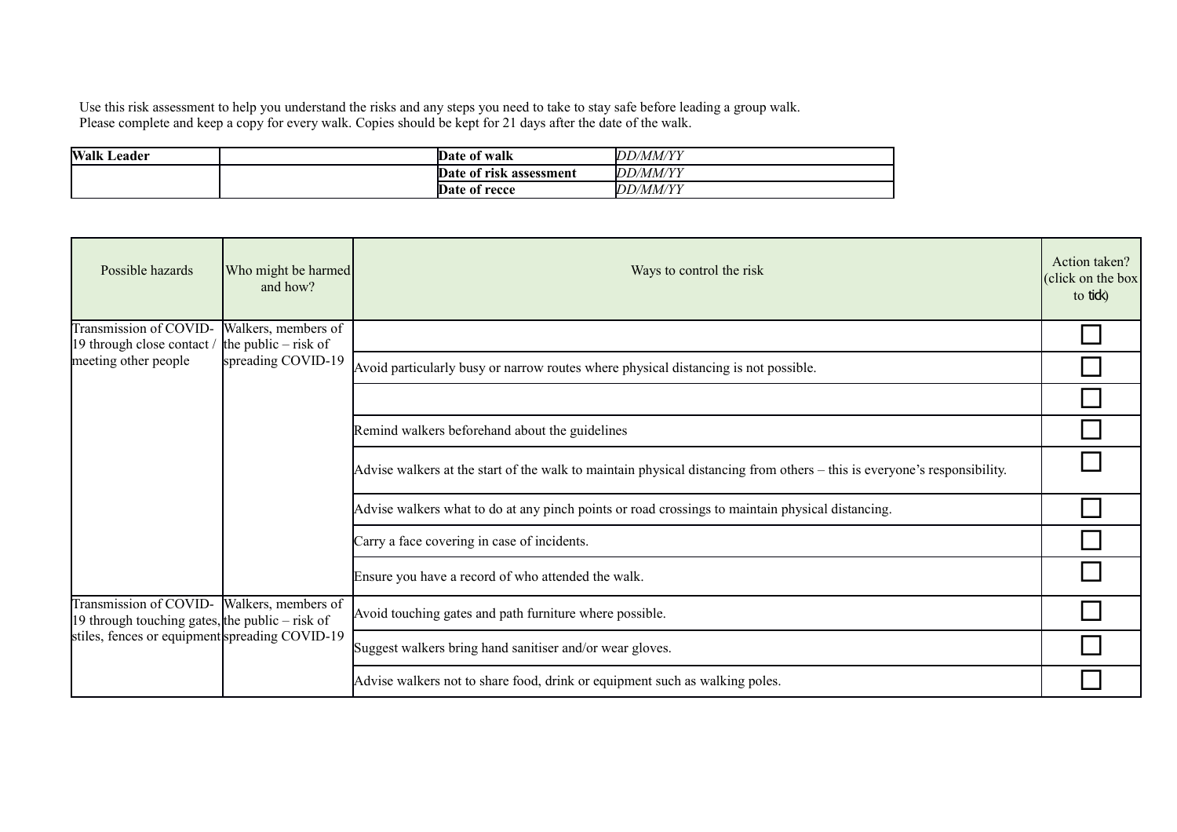Use this risk assessment to help you understand the risks and any steps you need to take to stay safe before leading a group walk.
Please complete and keep a copy for every walk. Copies should be kept for 21 days after the date of the walk.

| **Walk Leader** | | **Date of walk** | *DD/MM/YY* |
|---|---|---|---|
| | | **Date of risk assessment** | *DD/MM/YY* |
| | | **Date of recce** | *DD/MM/YY* |

| Possible hazards | Who might be harmed and how? | Ways to control the risk | Action taken? (click on the box to tick) |
|---|---|---|---|
| Transmission of COVID-19 through close contact / meeting other people | Walkers, members of the public – risk of spreading COVID-19 | | ☐ |
| | | Avoid particularly busy or narrow routes where physical distancing is not possible. | ☐ |
| | | | ☐ |
| | | Remind walkers beforehand about the guidelines | ☐ |
| | | Advise walkers at the start of the walk to maintain physical distancing from others – this is everyone's responsibility. | ☐ |
| | | Advise walkers what to do at any pinch points or road crossings to maintain physical distancing. | ☐ |
| | | Carry a face covering in case of incidents. | ☐ |
| | | Ensure you have a record of who attended the walk. | ☐ |
| Transmission of COVID-19 through touching gates, stiles, fences or equipment | Walkers, members of the public – risk of spreading COVID-19 | Avoid touching gates and path furniture where possible. | ☐ |
| | | Suggest walkers bring hand sanitiser and/or wear gloves. | ☐ |
| | | Advise walkers not to share food, drink or equipment such as walking poles. | ☐ |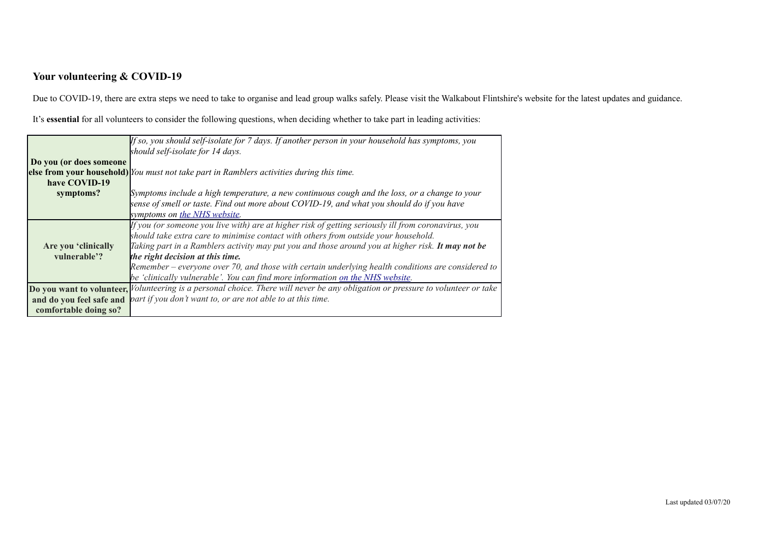## Your volunteering & COVID-19

Due to COVID-19, there are extra steps we need to take to organise and lead group walks safely. Please visit the Walkabout Flintshire's website for the latest updates and guidance.

It's **essential** for all volunteers to consider the following questions, when deciding whether to take part in leading activities:

| | |
|---|---|
| **Do you (or does someone else from your household) have COVID-19 symptoms?** | *If so, you should self-isolate for 7 days. If another person in your household has symptoms, you should self-isolate for 14 days.*<br><br>*You must not take part in Ramblers activities during this time.*<br><br>*Symptoms include a high temperature, a new continuous cough and the loss, or a change to your sense of smell or taste. Find out more about COVID-19, and what you should do if you have symptoms on [the NHS website](#).* |
| **Are you 'clinically vulnerable'?** | *If you (or someone you live with) are at higher risk of getting seriously ill from coronavirus, you should take extra care to minimise contact with others from outside your household.*<br>*Taking part in a Ramblers activity may put you and those around you at higher risk.* ***It may not be the right decision at this time.***<br>*Remember – everyone over 70, and those with certain underlying health conditions are considered to be 'clinically vulnerable'. You can find more information [on the NHS website](#).* |
| **Do you want to volunteer, and do you feel safe and comfortable doing so?** | *Volunteering is a personal choice. There will never be any obligation or pressure to volunteer or take part if you don't want to, or are not able to at this time.* |

Last updated 03/07/20